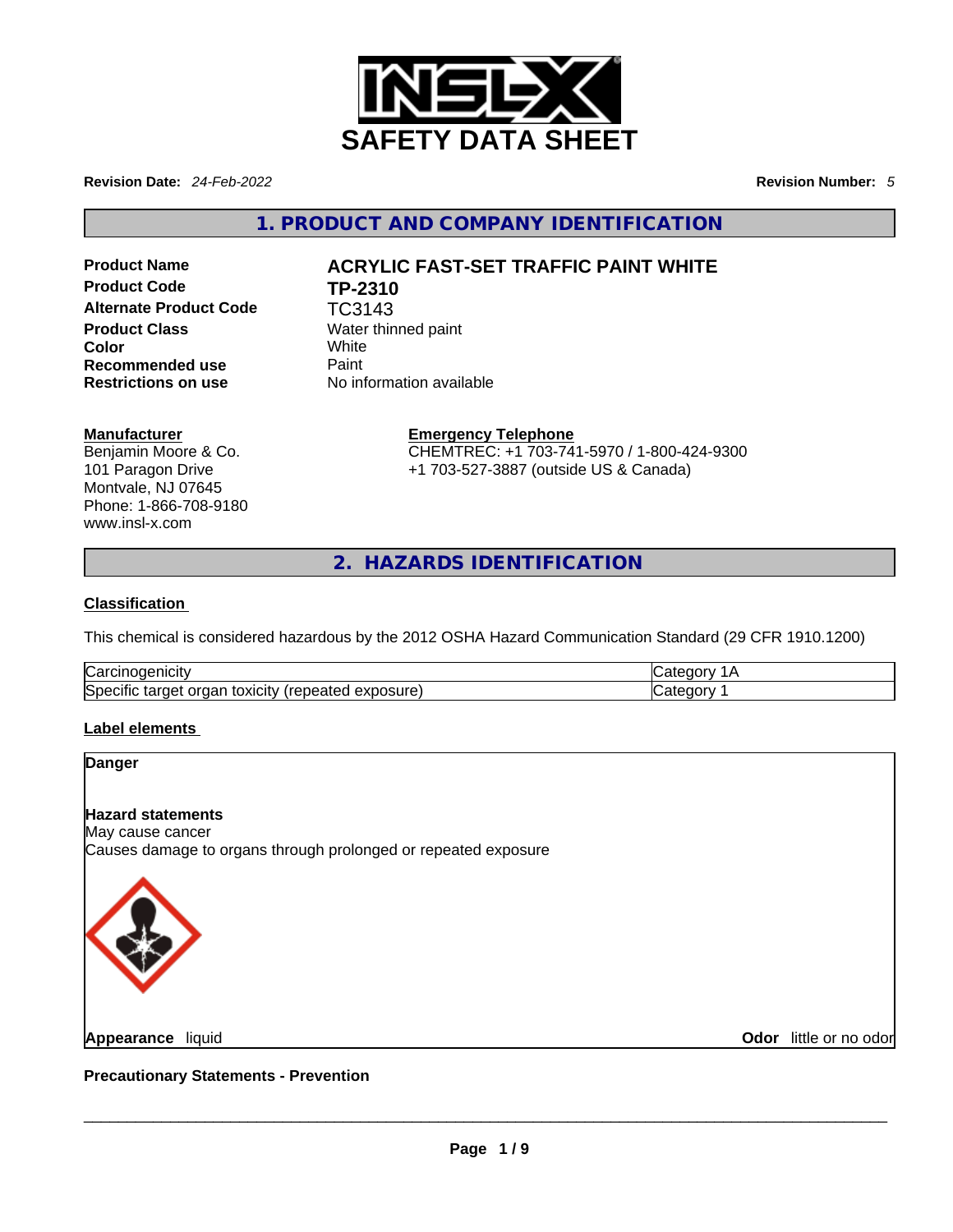# SAFETY DATA SHEET

**Revision Date:** *24-Feb-2022* **Revision Number:** *5*

## 1. PRODUCT AND COMPANY IDENTIFICATION

| | |
|---|---|
| **Product Name** | **ACRYLIC FAST-SET TRAFFIC PAINT WHITE** |
| **Product Code** | **TP-2310** |
| **Alternate Product Code** | TC3143 |
| **Product Class** | Water thinned paint |
| **Color** | White |
| **Recommended use** | Paint |
| **Restrictions on use** | No information available |

**Manufacturer**
Benjamin Moore & Co.
101 Paragon Drive
Montvale, NJ 07645
Phone: 1-866-708-9180
www.insl-x.com

**Emergency Telephone**
CHEMTREC: +1 703-741-5970 / 1-800-424-9300
+1 703-527-3887 (outside US & Canada)

## 2. HAZARDS IDENTIFICATION

### Classification

This chemical is considered hazardous by the 2012 OSHA Hazard Communication Standard (29 CFR 1910.1200)

| | |
|---|---|
| Carcinogenicity | Category 1A |
| Specific target organ toxicity (repeated exposure) | Category 1 |

### Label elements

**Danger**

**Hazard statements**
May cause cancer
Causes damage to organs through prolonged or repeated exposure

**Appearance** liquid **Odor** little or no odor

**Precautionary Statements - Prevention**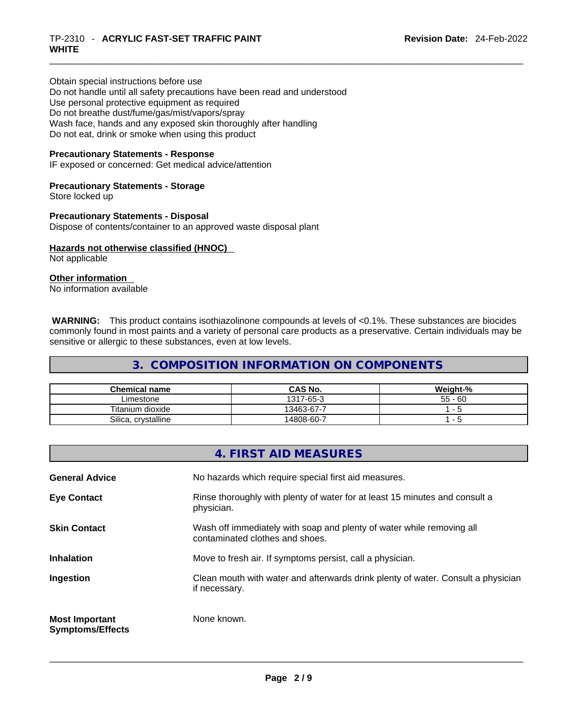Obtain special instructions before use
Do not handle until all safety precautions have been read and understood
Use personal protective equipment as required
Do not breathe dust/fume/gas/mist/vapors/spray
Wash face, hands and any exposed skin thoroughly after handling
Do not eat, drink or smoke when using this product

**Precautionary Statements - Response**
IF exposed or concerned: Get medical advice/attention

**Precautionary Statements - Storage**
Store locked up

**Precautionary Statements - Disposal**
Dispose of contents/container to an approved waste disposal plant

**Hazards not otherwise classified (HNOC)**
Not applicable

**Other information**
No information available

**WARNING:** This product contains isothiazolinone compounds at levels of <0.1%. These substances are biocides commonly found in most paints and a variety of personal care products as a preservative. Certain individuals may be sensitive or allergic to these substances, even at low levels.

## 3. COMPOSITION INFORMATION ON COMPONENTS

| Chemical name | CAS No. | Weight-% |
|---|---|---|
| Limestone | 1317-65-3 | 55 - 60 |
| Titanium dioxide | 13463-67-7 | 1 - 5 |
| Silica, crystalline | 14808-60-7 | 1 - 5 |

## 4. FIRST AID MEASURES

| | |
|---|---|
| **General Advice** | No hazards which require special first aid measures. |
| **Eye Contact** | Rinse thoroughly with plenty of water for at least 15 minutes and consult a physician. |
| **Skin Contact** | Wash off immediately with soap and plenty of water while removing all contaminated clothes and shoes. |
| **Inhalation** | Move to fresh air. If symptoms persist, call a physician. |
| **Ingestion** | Clean mouth with water and afterwards drink plenty of water. Consult a physician if necessary. |
| **Most Important Symptoms/Effects** | None known. |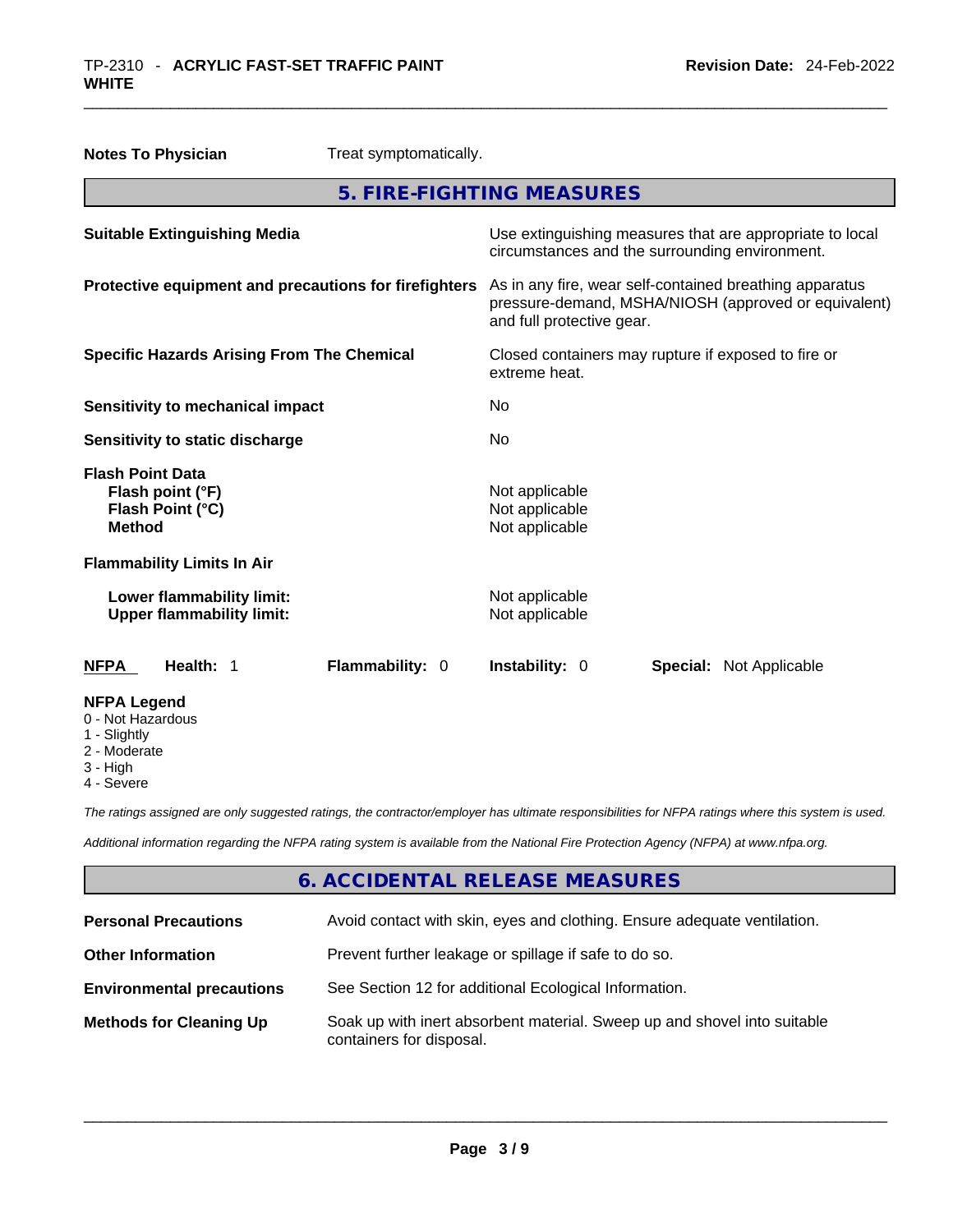**Notes To Physician** Treat symptomatically.

## 5. FIRE-FIGHTING MEASURES

| | |
|---|---|
| **Suitable Extinguishing Media** | Use extinguishing measures that are appropriate to local circumstances and the surrounding environment. |
| **Protective equipment and precautions for firefighters** | As in any fire, wear self-contained breathing apparatus pressure-demand, MSHA/NIOSH (approved or equivalent) and full protective gear. |
| **Specific Hazards Arising From The Chemical** | Closed containers may rupture if exposed to fire or extreme heat. |
| **Sensitivity to mechanical impact** | No |
| **Sensitivity to static discharge** | No |

**Flash Point Data**

| | |
|---|---|
| **Flash point (°F)** | Not applicable |
| **Flash Point (°C)** | Not applicable |
| **Method** | Not applicable |

**Flammability Limits In Air**

| | |
|---|---|
| **Lower flammability limit:** | Not applicable |
| **Upper flammability limit:** | Not applicable |

| **NFPA** | **Health:** 1 | **Flammability:** 0 | **Instability:** 0 | **Special:** Not Applicable |
|---|---|---|---|---|

**NFPA Legend**

- 0 - Not Hazardous
- 1 - Slightly
- 2 - Moderate
- 3 - High
- 4 - Severe

*The ratings assigned are only suggested ratings, the contractor/employer has ultimate responsibilities for NFPA ratings where this system is used.*

*Additional information regarding the NFPA rating system is available from the National Fire Protection Agency (NFPA) at www.nfpa.org.*

## 6. ACCIDENTAL RELEASE MEASURES

| | |
|---|---|
| **Personal Precautions** | Avoid contact with skin, eyes and clothing. Ensure adequate ventilation. |
| **Other Information** | Prevent further leakage or spillage if safe to do so. |
| **Environmental precautions** | See Section 12 for additional Ecological Information. |
| **Methods for Cleaning Up** | Soak up with inert absorbent material. Sweep up and shovel into suitable containers for disposal. |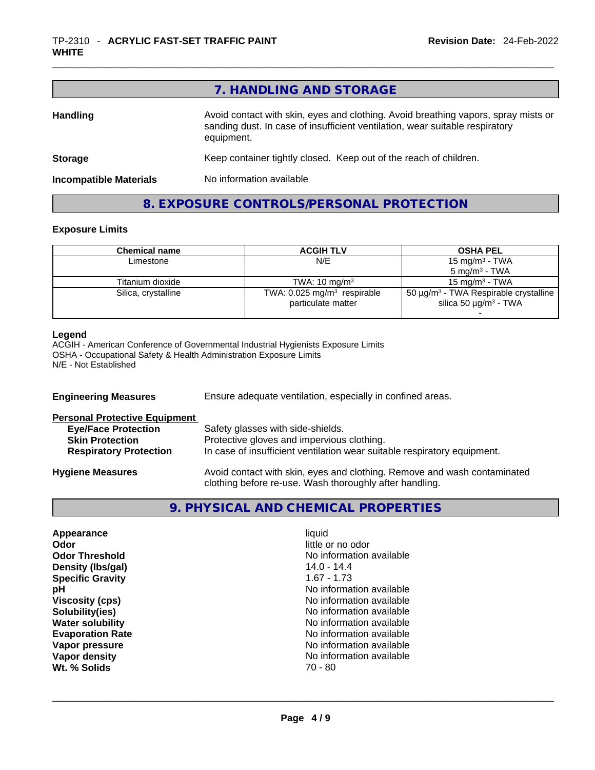## 7. HANDLING AND STORAGE

**Handling** — Avoid contact with skin, eyes and clothing. Avoid breathing vapors, spray mists or sanding dust. In case of insufficient ventilation, wear suitable respiratory equipment.

**Storage** — Keep container tightly closed. Keep out of the reach of children.

**Incompatible Materials** — No information available

## 8. EXPOSURE CONTROLS/PERSONAL PROTECTION

### Exposure Limits

| Chemical name | ACGIH TLV | OSHA PEL |
|---|---|---|
| Limestone | N/E | 15 mg/m³ - TWA<br>5 mg/m³ - TWA |
| Titanium dioxide | TWA: 10 mg/m³ | 15 mg/m³ - TWA |
| Silica, crystalline | TWA: 0.025 mg/m³ respirable particulate matter | 50 µg/m³ - TWA Respirable crystalline silica 50 µg/m³ - TWA<br>- |

**Legend**
ACGIH - American Conference of Governmental Industrial Hygienists Exposure Limits
OSHA - Occupational Safety & Health Administration Exposure Limits
N/E - Not Established

**Engineering Measures** — Ensure adequate ventilation, especially in confined areas.

**Personal Protective Equipment**

- **Eye/Face Protection** — Safety glasses with side-shields.
- **Skin Protection** — Protective gloves and impervious clothing.
- **Respiratory Protection** — In case of insufficient ventilation wear suitable respiratory equipment.

**Hygiene Measures** — Avoid contact with skin, eyes and clothing. Remove and wash contaminated clothing before re-use. Wash thoroughly after handling.

## 9. PHYSICAL AND CHEMICAL PROPERTIES

| Property | Value |
|---|---|
| **Appearance** | liquid |
| **Odor** | little or no odor |
| **Odor Threshold** | No information available |
| **Density (lbs/gal)** | 14.0 - 14.4 |
| **Specific Gravity** | 1.67 - 1.73 |
| **pH** | No information available |
| **Viscosity (cps)** | No information available |
| **Solubility(ies)** | No information available |
| **Water solubility** | No information available |
| **Evaporation Rate** | No information available |
| **Vapor pressure** | No information available |
| **Vapor density** | No information available |
| **Wt. % Solids** | 70 - 80 |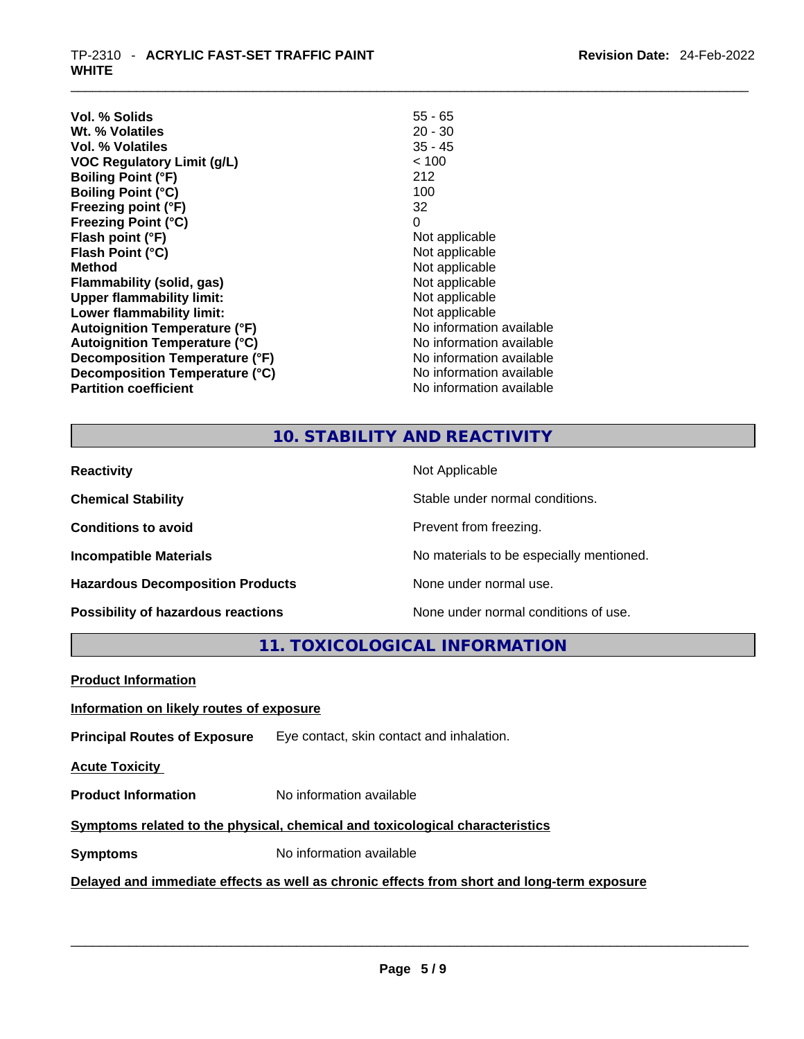| | |
|---|---|
| **Vol. % Solids** | 55 - 65 |
| **Wt. % Volatiles** | 20 - 30 |
| **Vol. % Volatiles** | 35 - 45 |
| **VOC Regulatory Limit (g/L)** | < 100 |
| **Boiling Point (°F)** | 212 |
| **Boiling Point (°C)** | 100 |
| **Freezing point (°F)** | 32 |
| **Freezing Point (°C)** | 0 |
| **Flash point (°F)** | Not applicable |
| **Flash Point (°C)** | Not applicable |
| **Method** | Not applicable |
| **Flammability (solid, gas)** | Not applicable |
| **Upper flammability limit:** | Not applicable |
| **Lower flammability limit:** | Not applicable |
| **Autoignition Temperature (°F)** | No information available |
| **Autoignition Temperature (°C)** | No information available |
| **Decomposition Temperature (°F)** | No information available |
| **Decomposition Temperature (°C)** | No information available |
| **Partition coefficient** | No information available |

## 10. STABILITY AND REACTIVITY

| | |
|---|---|
| **Reactivity** | Not Applicable |
| **Chemical Stability** | Stable under normal conditions. |
| **Conditions to avoid** | Prevent from freezing. |
| **Incompatible Materials** | No materials to be especially mentioned. |
| **Hazardous Decomposition Products** | None under normal use. |
| **Possibility of hazardous reactions** | None under normal conditions of use. |

## 11. TOXICOLOGICAL INFORMATION

**Product Information**

**Information on likely routes of exposure**

**Principal Routes of Exposure** Eye contact, skin contact and inhalation.

**Acute Toxicity**

**Product Information** No information available

**Symptoms related to the physical, chemical and toxicological characteristics**

**Symptoms** No information available

**Delayed and immediate effects as well as chronic effects from short and long-term exposure**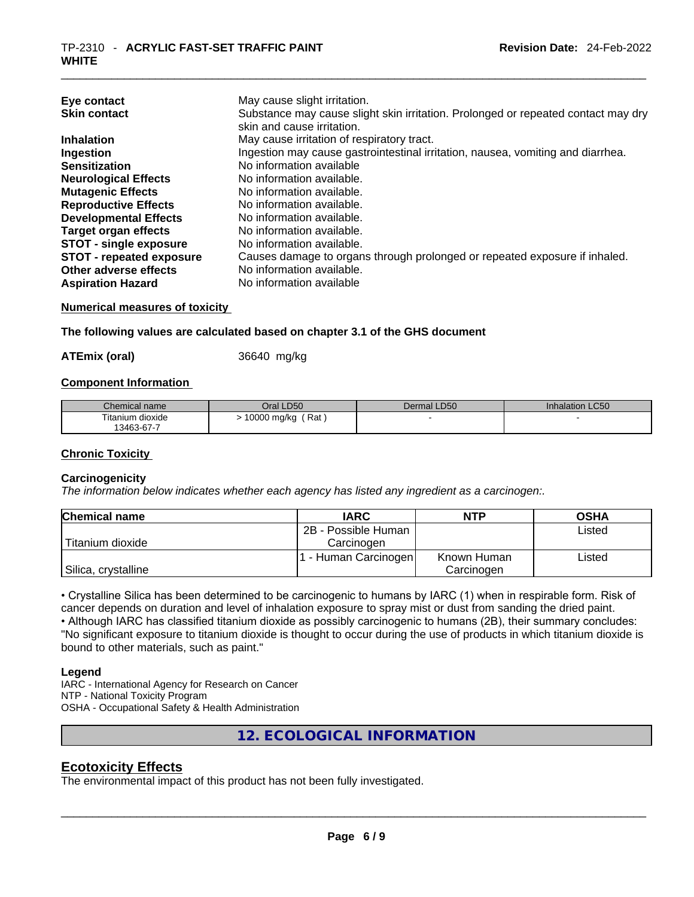| | |
|---|---|
| **Eye contact** | May cause slight irritation. |
| **Skin contact** | Substance may cause slight skin irritation. Prolonged or repeated contact may dry skin and cause irritation. |
| **Inhalation** | May cause irritation of respiratory tract. |
| **Ingestion** | Ingestion may cause gastrointestinal irritation, nausea, vomiting and diarrhea. |
| **Sensitization** | No information available |
| **Neurological Effects** | No information available. |
| **Mutagenic Effects** | No information available. |
| **Reproductive Effects** | No information available. |
| **Developmental Effects** | No information available. |
| **Target organ effects** | No information available. |
| **STOT - single exposure** | No information available. |
| **STOT - repeated exposure** | Causes damage to organs through prolonged or repeated exposure if inhaled. |
| **Other adverse effects** | No information available. |
| **Aspiration Hazard** | No information available |

**Numerical measures of toxicity**

**The following values are calculated based on chapter 3.1 of the GHS document**

**ATEmix (oral)** 36640 mg/kg

**Component Information**

| Chemical name | Oral LD50 | Dermal LD50 | Inhalation LC50 |
|---|---|---|---|
| Titanium dioxide 13463-67-7 | > 10000 mg/kg ( Rat ) | - | - |

**Chronic Toxicity**

**Carcinogenicity**

*The information below indicates whether each agency has listed any ingredient as a carcinogen:.*

| Chemical name | IARC | NTP | OSHA |
|---|---|---|---|
| Titanium dioxide | 2B - Possible Human Carcinogen | | Listed |
| Silica, crystalline | 1 - Human Carcinogen | Known Human Carcinogen | Listed |

• Crystalline Silica has been determined to be carcinogenic to humans by IARC (1) when in respirable form. Risk of cancer depends on duration and level of inhalation exposure to spray mist or dust from sanding the dried paint.
• Although IARC has classified titanium dioxide as possibly carcinogenic to humans (2B), their summary concludes: "No significant exposure to titanium dioxide is thought to occur during the use of products in which titanium dioxide is bound to other materials, such as paint."

**Legend**

IARC - International Agency for Research on Cancer
NTP - National Toxicity Program
OSHA - Occupational Safety & Health Administration

## 12. ECOLOGICAL INFORMATION

## Ecotoxicity Effects

The environmental impact of this product has not been fully investigated.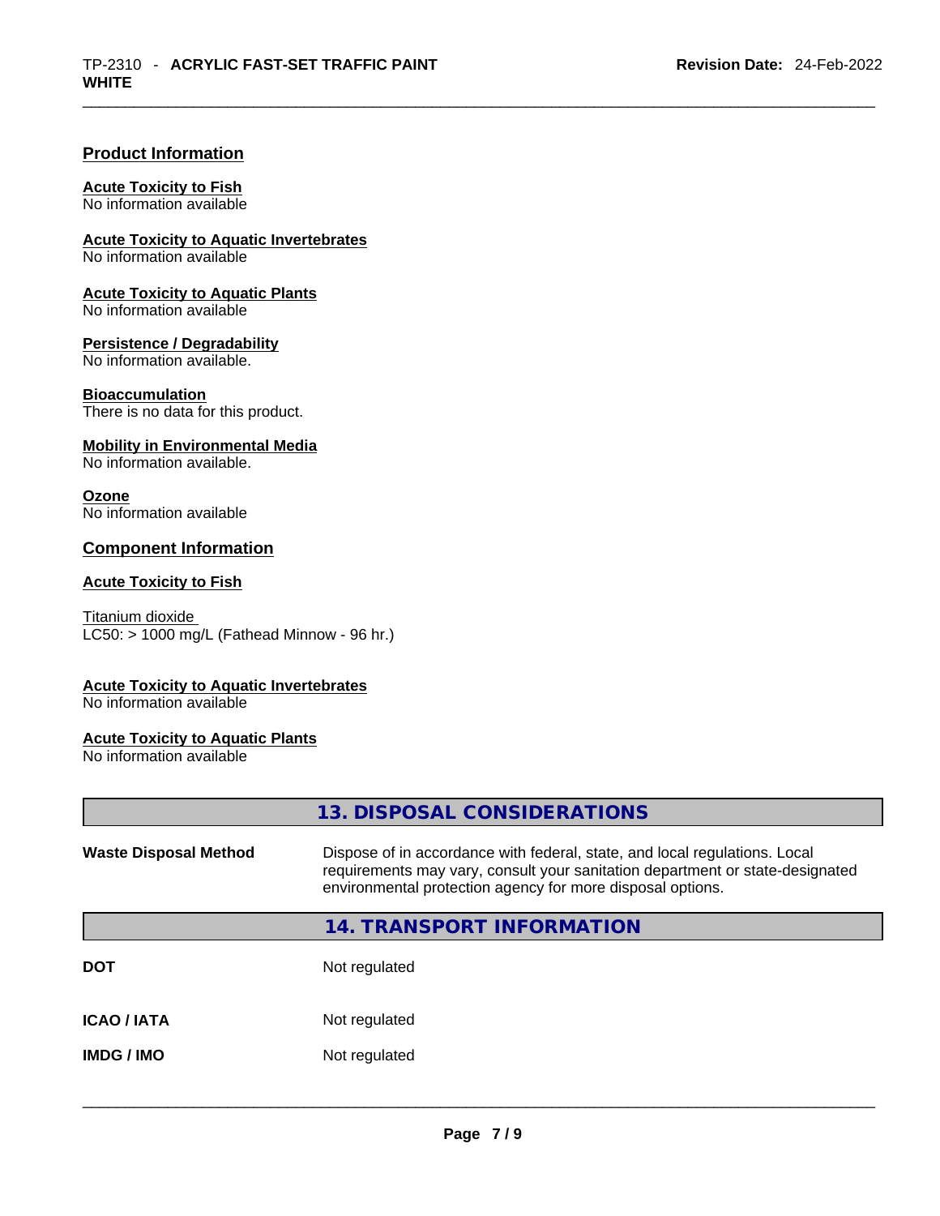## Product Information

**Acute Toxicity to Fish**
No information available

**Acute Toxicity to Aquatic Invertebrates**
No information available

**Acute Toxicity to Aquatic Plants**
No information available

**Persistence / Degradability**
No information available.

**Bioaccumulation**
There is no data for this product.

**Mobility in Environmental Media**
No information available.

**Ozone**
No information available

## Component Information

**Acute Toxicity to Fish**

Titanium dioxide
LC50: > 1000 mg/L (Fathead Minnow - 96 hr.)

**Acute Toxicity to Aquatic Invertebrates**
No information available

**Acute Toxicity to Aquatic Plants**
No information available

## 13. DISPOSAL CONSIDERATIONS

| | |
|---|---|
| **Waste Disposal Method** | Dispose of in accordance with federal, state, and local regulations. Local requirements may vary, consult your sanitation department or state-designated environmental protection agency for more disposal options. |

## 14. TRANSPORT INFORMATION

| | |
|---|---|
| **DOT** | Not regulated |
| **ICAO / IATA** | Not regulated |
| **IMDG / IMO** | Not regulated |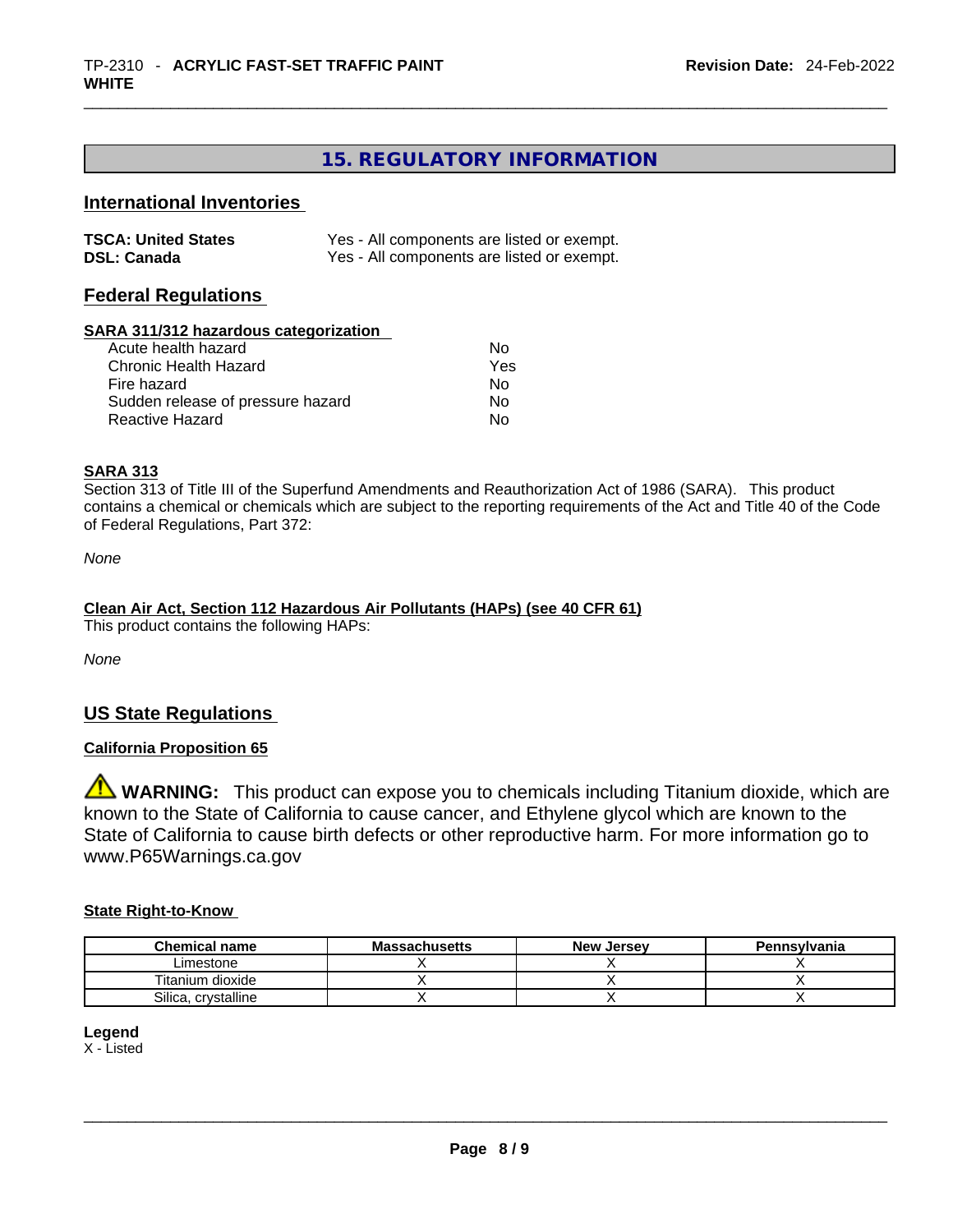## 15. REGULATORY INFORMATION

### International Inventories

| | |
|---|---|
| **TSCA: United States** | Yes - All components are listed or exempt. |
| **DSL: Canada** | Yes - All components are listed or exempt. |

### Federal Regulations

**SARA 311/312 hazardous categorization**

| | |
|---|---|
| Acute health hazard | No |
| Chronic Health Hazard | Yes |
| Fire hazard | No |
| Sudden release of pressure hazard | No |
| Reactive Hazard | No |

**SARA 313**

Section 313 of Title III of the Superfund Amendments and Reauthorization Act of 1986 (SARA). This product contains a chemical or chemicals which are subject to the reporting requirements of the Act and Title 40 of the Code of Federal Regulations, Part 372:

*None*

**Clean Air Act, Section 112 Hazardous Air Pollutants (HAPs) (see 40 CFR 61)**

This product contains the following HAPs:

*None*

### US State Regulations

**California Proposition 65**

⚠ **WARNING:** This product can expose you to chemicals including Titanium dioxide, which are known to the State of California to cause cancer, and Ethylene glycol which are known to the State of California to cause birth defects or other reproductive harm. For more information go to www.P65Warnings.ca.gov

**State Right-to-Know**

| Chemical name | Massachusetts | New Jersey | Pennsylvania |
|---|---|---|---|
| Limestone | X | X | X |
| Titanium dioxide | X | X | X |
| Silica, crystalline | X | X | X |

**Legend**
X - Listed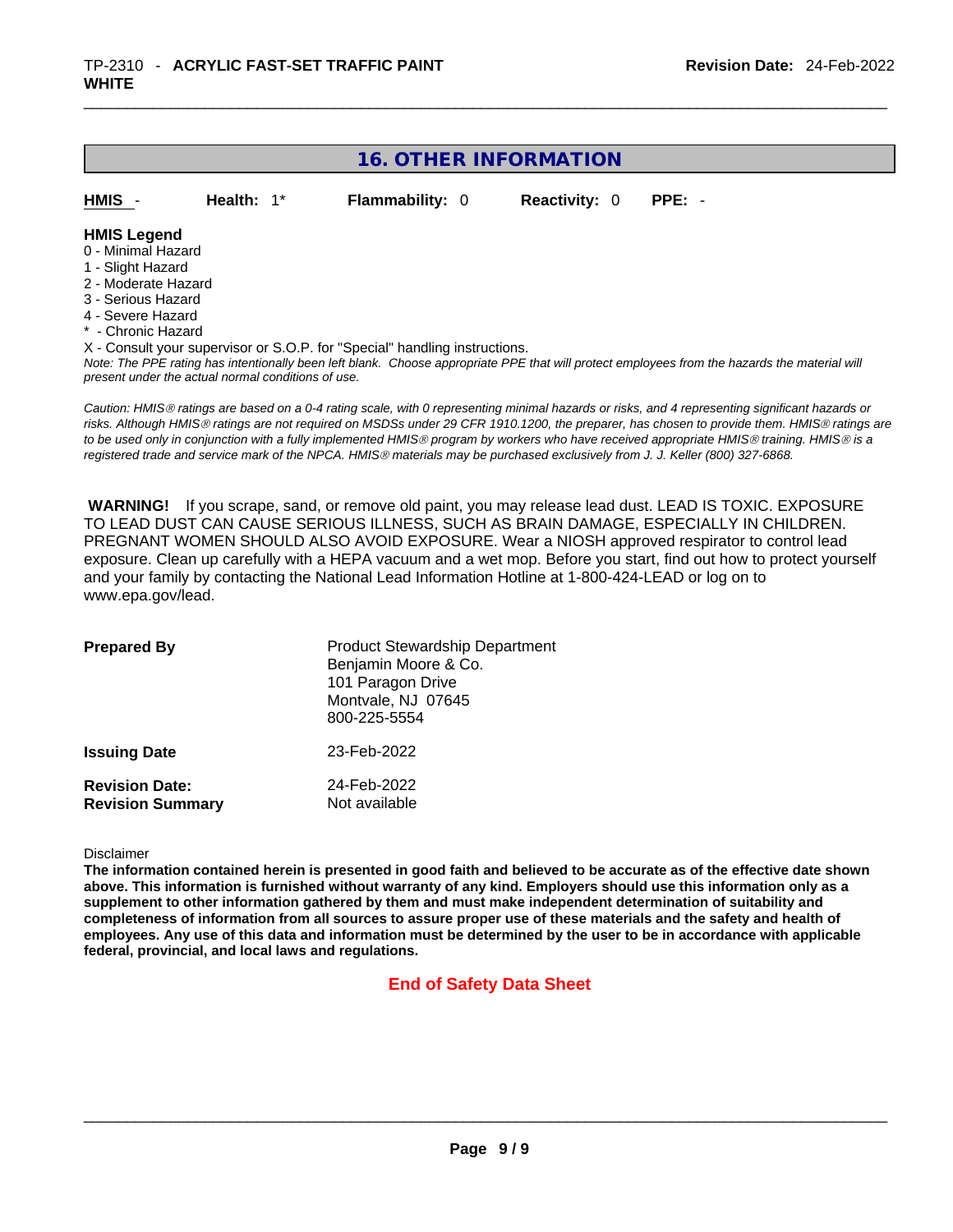## 16. OTHER INFORMATION

| HMIS - | Health: 1* | Flammability: 0 | Reactivity: 0 | PPE: - |
|---|---|---|---|---|

**HMIS Legend**

0 - Minimal Hazard
1 - Slight Hazard
2 - Moderate Hazard
3 - Serious Hazard
4 - Severe Hazard
* - Chronic Hazard
X - Consult your supervisor or S.O.P. for "Special" handling instructions.

*Note: The PPE rating has intentionally been left blank. Choose appropriate PPE that will protect employees from the hazards the material will present under the actual normal conditions of use.*

*Caution: HMIS® ratings are based on a 0-4 rating scale, with 0 representing minimal hazards or risks, and 4 representing significant hazards or risks. Although HMIS® ratings are not required on MSDSs under 29 CFR 1910.1200, the preparer, has chosen to provide them. HMIS® ratings are to be used only in conjunction with a fully implemented HMIS® program by workers who have received appropriate HMIS® training. HMIS® is a registered trade and service mark of the NPCA. HMIS® materials may be purchased exclusively from J. J. Keller (800) 327-6868.*

**WARNING!** If you scrape, sand, or remove old paint, you may release lead dust. LEAD IS TOXIC. EXPOSURE TO LEAD DUST CAN CAUSE SERIOUS ILLNESS, SUCH AS BRAIN DAMAGE, ESPECIALLY IN CHILDREN. PREGNANT WOMEN SHOULD ALSO AVOID EXPOSURE. Wear a NIOSH approved respirator to control lead exposure. Clean up carefully with a HEPA vacuum and a wet mop. Before you start, find out how to protect yourself and your family by contacting the National Lead Information Hotline at 1-800-424-LEAD or log on to www.epa.gov/lead.

| | |
|---|---|
| **Prepared By** | Product Stewardship Department<br>Benjamin Moore & Co.<br>101 Paragon Drive<br>Montvale, NJ 07645<br>800-225-5554 |
| **Issuing Date** | 23-Feb-2022 |
| **Revision Date:** | 24-Feb-2022 |
| **Revision Summary** | Not available |

Disclaimer

**The information contained herein is presented in good faith and believed to be accurate as of the effective date shown above. This information is furnished without warranty of any kind. Employers should use this information only as a supplement to other information gathered by them and must make independent determination of suitability and completeness of information from all sources to assure proper use of these materials and the safety and health of employees. Any use of this data and information must be determined by the user to be in accordance with applicable federal, provincial, and local laws and regulations.**

**End of Safety Data Sheet**